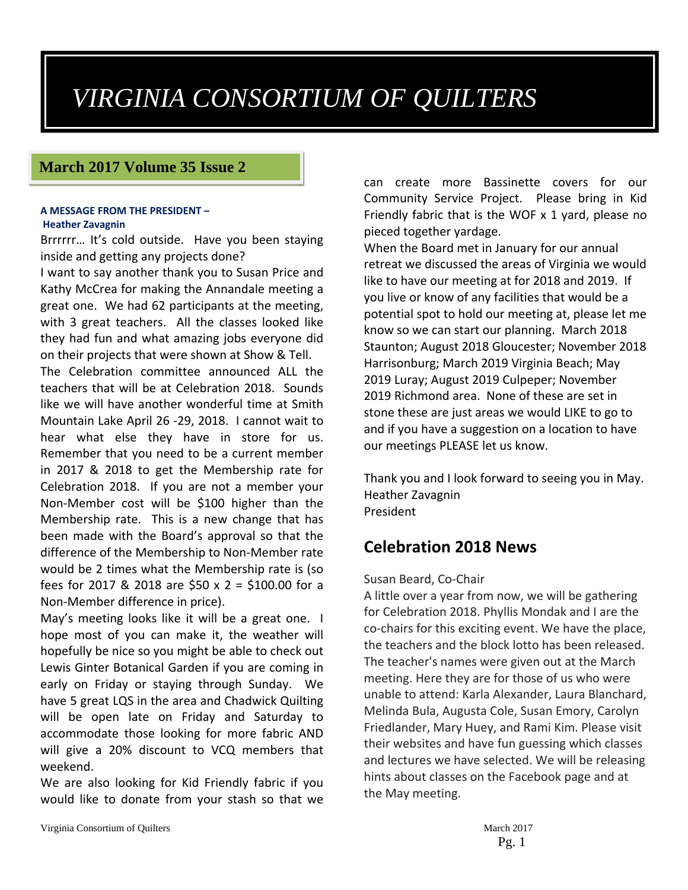# *VIRGINIA CONSORTIUM OF QUILTERS*

## March 2017 Volume 35 Issue 2

**A MESSAGE FROM THE PRESIDENT –**
**Heather Zavagnin**

Brrrrrr… It's cold outside. Have you been staying inside and getting any projects done?

I want to say another thank you to Susan Price and Kathy McCrea for making the Annandale meeting a great one. We had 62 participants at the meeting, with 3 great teachers. All the classes looked like they had fun and what amazing jobs everyone did on their projects that were shown at Show & Tell.

The Celebration committee announced ALL the teachers that will be at Celebration 2018. Sounds like we will have another wonderful time at Smith Mountain Lake April 26 -29, 2018. I cannot wait to hear what else they have in store for us. Remember that you need to be a current member in 2017 & 2018 to get the Membership rate for Celebration 2018. If you are not a member your Non-Member cost will be $100 higher than the Membership rate. This is a new change that has been made with the Board's approval so that the difference of the Membership to Non-Member rate would be 2 times what the Membership rate is (so fees for 2017 & 2018 are $50 x 2 = $100.00 for a Non-Member difference in price).

May's meeting looks like it will be a great one. I hope most of you can make it, the weather will hopefully be nice so you might be able to check out Lewis Ginter Botanical Garden if you are coming in early on Friday or staying through Sunday. We have 5 great LQS in the area and Chadwick Quilting will be open late on Friday and Saturday to accommodate those looking for more fabric AND will give a 20% discount to VCQ members that weekend.

We are also looking for Kid Friendly fabric if you would like to donate from your stash so that we can create more Bassinette covers for our Community Service Project. Please bring in Kid Friendly fabric that is the WOF x 1 yard, please no pieced together yardage.

When the Board met in January for our annual retreat we discussed the areas of Virginia we would like to have our meeting at for 2018 and 2019. If you live or know of any facilities that would be a potential spot to hold our meeting at, please let me know so we can start our planning. March 2018 Staunton; August 2018 Gloucester; November 2018 Harrisonburg; March 2019 Virginia Beach; May 2019 Luray; August 2019 Culpeper; November 2019 Richmond area. None of these are set in stone these are just areas we would LIKE to go to and if you have a suggestion on a location to have our meetings PLEASE let us know.

Thank you and I look forward to seeing you in May.
Heather Zavagnin
President

## Celebration 2018 News

Susan Beard, Co-Chair

A little over a year from now, we will be gathering for Celebration 2018. Phyllis Mondak and I are the co-chairs for this exciting event. We have the place, the teachers and the block lotto has been released. The teacher's names were given out at the March meeting. Here they are for those of us who were unable to attend: Karla Alexander, Laura Blanchard, Melinda Bula, Augusta Cole, Susan Emory, Carolyn Friedlander, Mary Huey, and Rami Kim. Please visit their websites and have fun guessing which classes and lectures we have selected. We will be releasing hints about classes on the Facebook page and at the May meeting.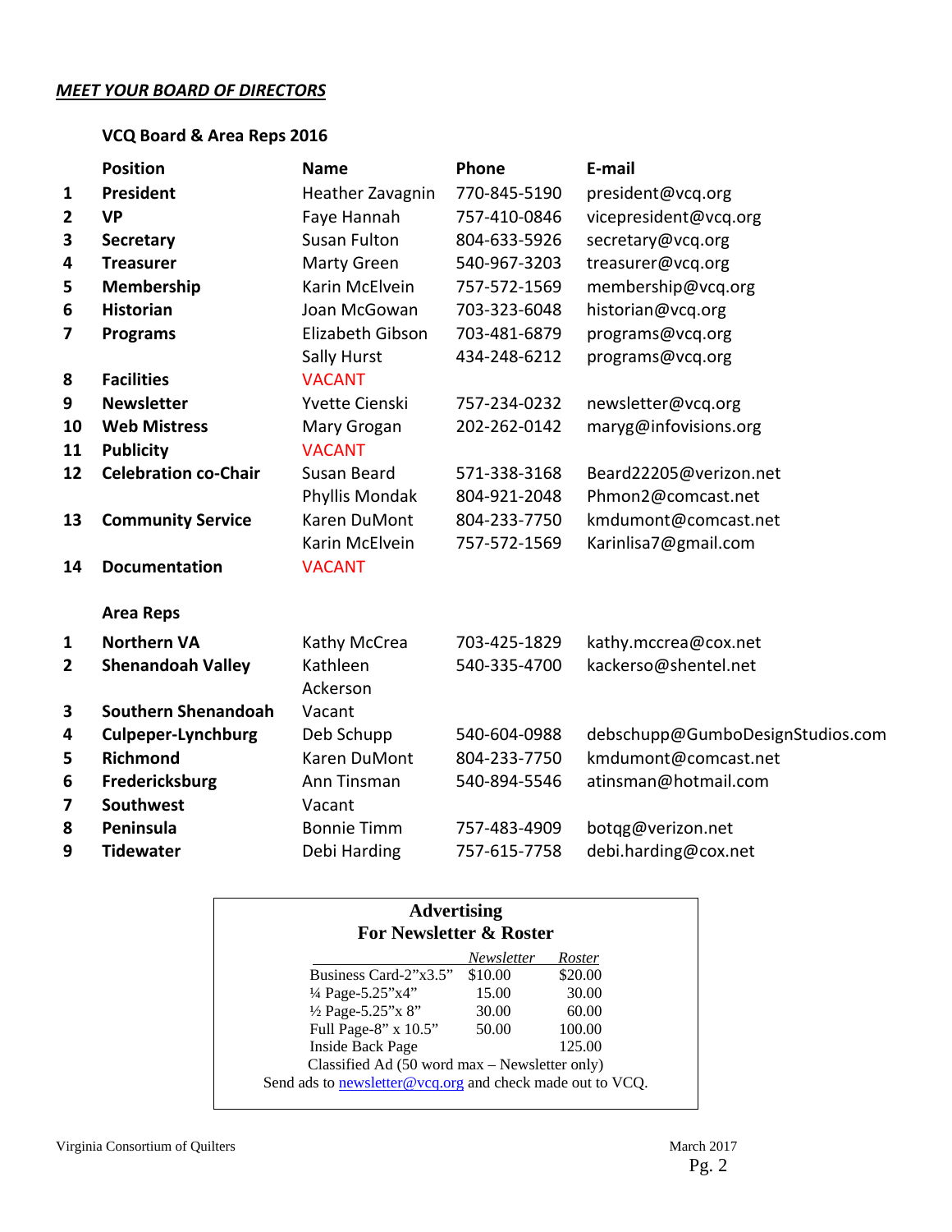***MEET YOUR BOARD OF DIRECTORS***

**VCQ Board & Area Reps 2016**

| | **Position** | **Name** | **Phone** | **E-mail** |
|---|---|---|---|---|
| **1** | **President** | Heather Zavagnin | 770-845-5190 | president@vcq.org |
| **2** | **VP** | Faye Hannah | 757-410-0846 | vicepresident@vcq.org |
| **3** | **Secretary** | Susan Fulton | 804-633-5926 | secretary@vcq.org |
| **4** | **Treasurer** | Marty Green | 540-967-3203 | treasurer@vcq.org |
| **5** | **Membership** | Karin McElvein | 757-572-1569 | membership@vcq.org |
| **6** | **Historian** | Joan McGowan | 703-323-6048 | historian@vcq.org |
| **7** | **Programs** | Elizabeth Gibson | 703-481-6879 | programs@vcq.org |
| | | Sally Hurst | 434-248-6212 | programs@vcq.org |
| **8** | **Facilities** | VACANT | | |
| **9** | **Newsletter** | Yvette Cienski | 757-234-0232 | newsletter@vcq.org |
| **10** | **Web Mistress** | Mary Grogan | 202-262-0142 | maryg@infovisions.org |
| **11** | **Publicity** | VACANT | | |
| **12** | **Celebration co-Chair** | Susan Beard | 571-338-3168 | Beard22205@verizon.net |
| | | Phyllis Mondak | 804-921-2048 | Phmon2@comcast.net |
| **13** | **Community Service** | Karen DuMont | 804-233-7750 | kmdumont@comcast.net |
| | | Karin McElvein | 757-572-1569 | Karinlisa7@gmail.com |
| **14** | **Documentation** | VACANT | | |

**Area Reps**

| | | | | |
|---|---|---|---|---|
| **1** | **Northern VA** | Kathy McCrea | 703-425-1829 | kathy.mccrea@cox.net |
| **2** | **Shenandoah Valley** | Kathleen Ackerson | 540-335-4700 | kackerso@shentel.net |
| **3** | **Southern Shenandoah** | Vacant | | |
| **4** | **Culpeper-Lynchburg** | Deb Schupp | 540-604-0988 | debschupp@GumboDesignStudios.com |
| **5** | **Richmond** | Karen DuMont | 804-233-7750 | kmdumont@comcast.net |
| **6** | **Fredericksburg** | Ann Tinsman | 540-894-5546 | atinsman@hotmail.com |
| **7** | **Southwest** | Vacant | | |
| **8** | **Peninsula** | Bonnie Timm | 757-483-4909 | botqg@verizon.net |
| **9** | **Tidewater** | Debi Harding | 757-615-7758 | debi.harding@cox.net |

**Advertising**
**For Newsletter & Roster**

| | *Newsletter* | *Roster* |
|---|---|---|
| Business Card-2"x3.5" | $10.00 | $20.00 |
| ¼ Page-5.25"x4" | 15.00 | 30.00 |
| ½ Page-5.25"x 8" | 30.00 | 60.00 |
| Full Page-8" x 10.5" | 50.00 | 100.00 |
| Inside Back Page | | 125.00 |

Classified Ad (50 word max – Newsletter only)

Send ads to newsletter@vcq.org and check made out to VCQ.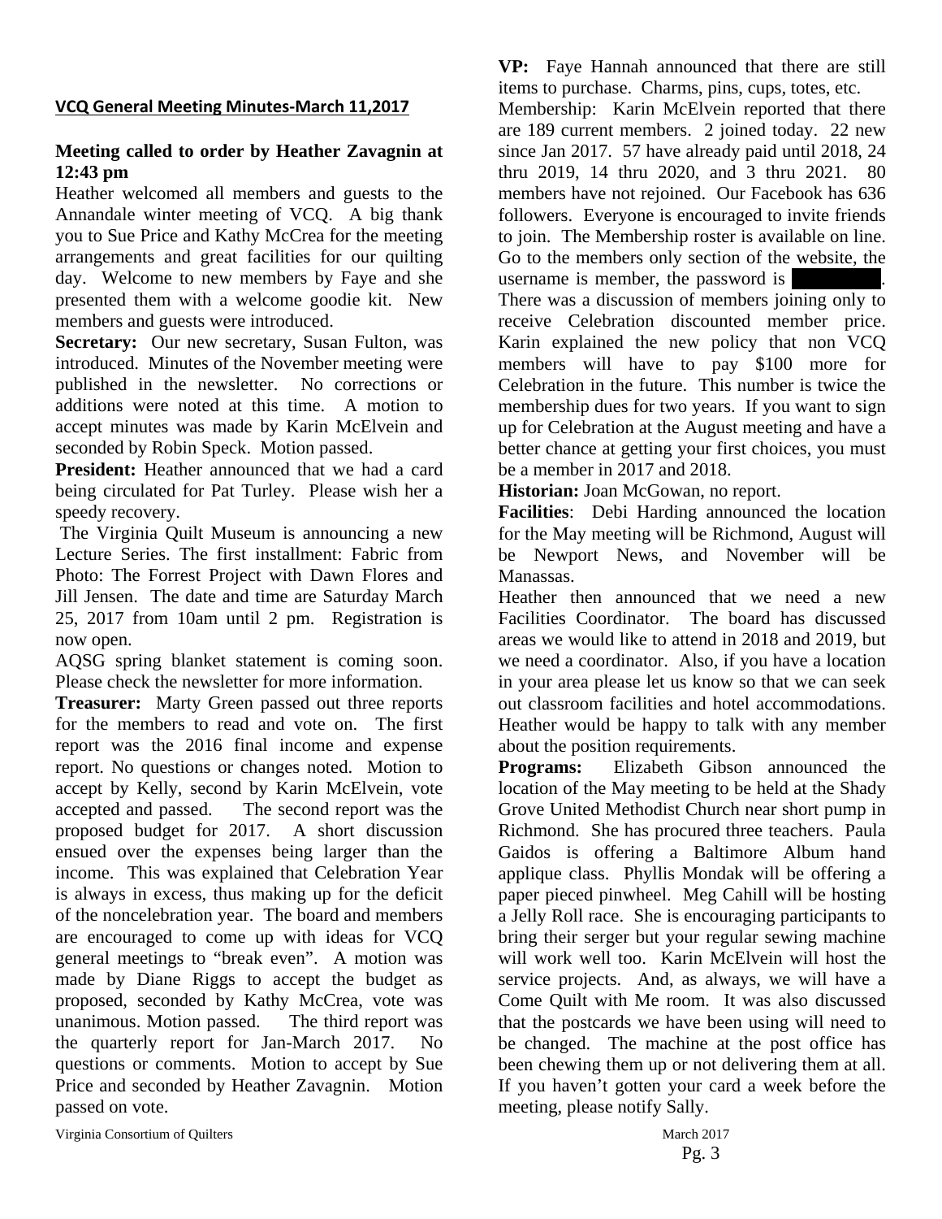## VCQ General Meeting Minutes-March 11,2017

**Meeting called to order by Heather Zavagnin at 12:43 pm**

Heather welcomed all members and guests to the Annandale winter meeting of VCQ. A big thank you to Sue Price and Kathy McCrea for the meeting arrangements and great facilities for our quilting day. Welcome to new members by Faye and she presented them with a welcome goodie kit. New members and guests were introduced.

**Secretary:** Our new secretary, Susan Fulton, was introduced. Minutes of the November meeting were published in the newsletter. No corrections or additions were noted at this time. A motion to accept minutes was made by Karin McElvein and seconded by Robin Speck. Motion passed.

**President:** Heather announced that we had a card being circulated for Pat Turley. Please wish her a speedy recovery.

The Virginia Quilt Museum is announcing a new Lecture Series. The first installment: Fabric from Photo: The Forrest Project with Dawn Flores and Jill Jensen. The date and time are Saturday March 25, 2017 from 10am until 2 pm. Registration is now open.

AQSG spring blanket statement is coming soon. Please check the newsletter for more information.

**Treasurer:** Marty Green passed out three reports for the members to read and vote on. The first report was the 2016 final income and expense report. No questions or changes noted. Motion to accept by Kelly, second by Karin McElvein, vote accepted and passed. The second report was the proposed budget for 2017. A short discussion ensued over the expenses being larger than the income. This was explained that Celebration Year is always in excess, thus making up for the deficit of the noncelebration year. The board and members are encouraged to come up with ideas for VCQ general meetings to "break even". A motion was made by Diane Riggs to accept the budget as proposed, seconded by Kathy McCrea, vote was unanimous. Motion passed. The third report was the quarterly report for Jan-March 2017. No questions or comments. Motion to accept by Sue Price and seconded by Heather Zavagnin. Motion passed on vote.

**VP:** Faye Hannah announced that there are still items to purchase. Charms, pins, cups, totes, etc.

Membership: Karin McElvein reported that there are 189 current members. 2 joined today. 22 new since Jan 2017. 57 have already paid until 2018, 24 thru 2019, 14 thru 2020, and 3 thru 2021. 80 members have not rejoined. Our Facebook has 636 followers. Everyone is encouraged to invite friends to join. The Membership roster is available on line. Go to the members only section of the website, the username is member, the password is [redacted].

There was a discussion of members joining only to receive Celebration discounted member price. Karin explained the new policy that non VCQ members will have to pay $100 more for Celebration in the future. This number is twice the membership dues for two years. If you want to sign up for Celebration at the August meeting and have a better chance at getting your first choices, you must be a member in 2017 and 2018.

**Historian:** Joan McGowan, no report.

**Facilities**: Debi Harding announced the location for the May meeting will be Richmond, August will be Newport News, and November will be Manassas.

Heather then announced that we need a new Facilities Coordinator. The board has discussed areas we would like to attend in 2018 and 2019, but we need a coordinator. Also, if you have a location in your area please let us know so that we can seek out classroom facilities and hotel accommodations. Heather would be happy to talk with any member about the position requirements.

**Programs:** Elizabeth Gibson announced the location of the May meeting to be held at the Shady Grove United Methodist Church near short pump in Richmond. She has procured three teachers. Paula Gaidos is offering a Baltimore Album hand applique class. Phyllis Mondak will be offering a paper pieced pinwheel. Meg Cahill will be hosting a Jelly Roll race. She is encouraging participants to bring their serger but your regular sewing machine will work well too. Karin McElvein will host the service projects. And, as always, we will have a Come Quilt with Me room. It was also discussed that the postcards we have been using will need to be changed. The machine at the post office has been chewing them up or not delivering them at all. If you haven't gotten your card a week before the meeting, please notify Sally.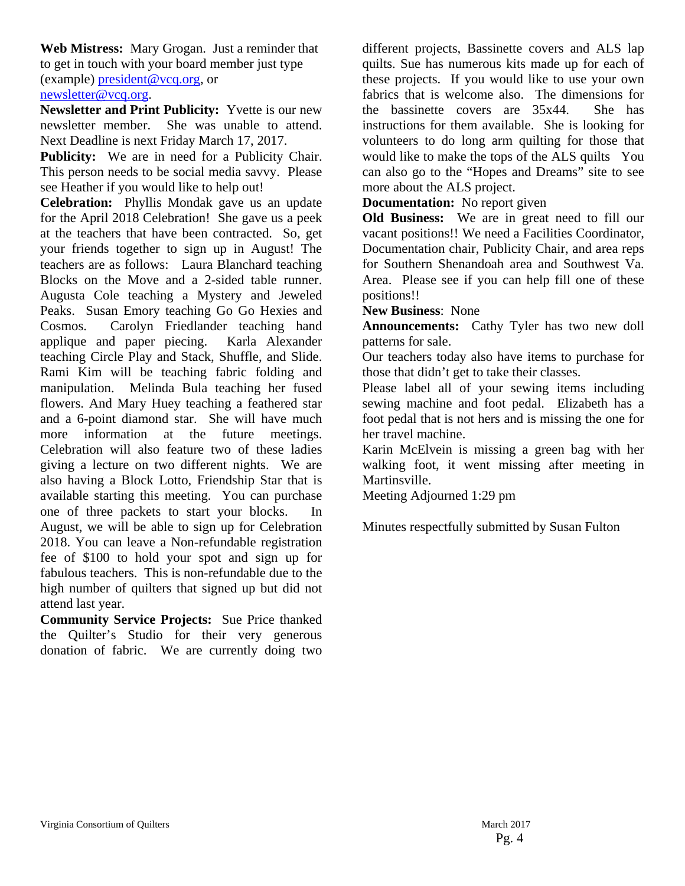**Web Mistress:** Mary Grogan. Just a reminder that to get in touch with your board member just type (example) [president@vcq.org](mailto:president@vcq.org), or [newsletter@vcq.org](mailto:newsletter@vcq.org).

**Newsletter and Print Publicity:** Yvette is our new newsletter member. She was unable to attend. Next Deadline is next Friday March 17, 2017.

**Publicity:** We are in need for a Publicity Chair. This person needs to be social media savvy. Please see Heather if you would like to help out!

**Celebration:** Phyllis Mondak gave us an update for the April 2018 Celebration! She gave us a peek at the teachers that have been contracted. So, get your friends together to sign up in August! The teachers are as follows: Laura Blanchard teaching Blocks on the Move and a 2-sided table runner. Augusta Cole teaching a Mystery and Jeweled Peaks. Susan Emory teaching Go Go Hexies and Cosmos. Carolyn Friedlander teaching hand applique and paper piecing. Karla Alexander teaching Circle Play and Stack, Shuffle, and Slide. Rami Kim will be teaching fabric folding and manipulation. Melinda Bula teaching her fused flowers. And Mary Huey teaching a feathered star and a 6-point diamond star. She will have much more information at the future meetings. Celebration will also feature two of these ladies giving a lecture on two different nights. We are also having a Block Lotto, Friendship Star that is available starting this meeting. You can purchase one of three packets to start your blocks. In August, we will be able to sign up for Celebration 2018. You can leave a Non-refundable registration fee of $100 to hold your spot and sign up for fabulous teachers. This is non-refundable due to the high number of quilters that signed up but did not attend last year.

**Community Service Projects:** Sue Price thanked the Quilter's Studio for their very generous donation of fabric. We are currently doing two different projects, Bassinette covers and ALS lap quilts. Sue has numerous kits made up for each of these projects. If you would like to use your own fabrics that is welcome also. The dimensions for the bassinette covers are 35x44. She has instructions for them available. She is looking for volunteers to do long arm quilting for those that would like to make the tops of the ALS quilts You can also go to the "Hopes and Dreams" site to see more about the ALS project.

**Documentation:** No report given

**Old Business:** We are in great need to fill our vacant positions!! We need a Facilities Coordinator, Documentation chair, Publicity Chair, and area reps for Southern Shenandoah area and Southwest Va. Area. Please see if you can help fill one of these positions!!

**New Business**: None

**Announcements:** Cathy Tyler has two new doll patterns for sale.

Our teachers today also have items to purchase for those that didn't get to take their classes.

Please label all of your sewing items including sewing machine and foot pedal. Elizabeth has a foot pedal that is not hers and is missing the one for her travel machine.

Karin McElvein is missing a green bag with her walking foot, it went missing after meeting in Martinsville.

Meeting Adjourned 1:29 pm

Minutes respectfully submitted by Susan Fulton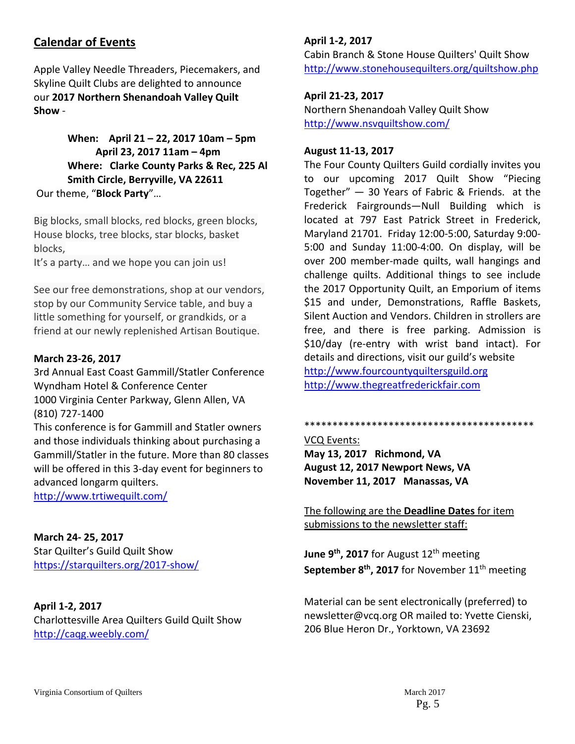## Calendar of Events

Apple Valley Needle Threaders, Piecemakers, and Skyline Quilt Clubs are delighted to announce our **2017 Northern Shenandoah Valley Quilt Show** -

> **When: April 21 – 22, 2017 10am – 5pm**
> **April 23, 2017 11am – 4pm**
> **Where: Clarke County Parks & Rec, 225 Al Smith Circle, Berryville, VA 22611**

Our theme, "**Block Party**"…

Big blocks, small blocks, red blocks, green blocks, House blocks, tree blocks, star blocks, basket blocks,
It's a party… and we hope you can join us!

See our free demonstrations, shop at our vendors, stop by our Community Service table, and buy a little something for yourself, or grandkids, or a friend at our newly replenished Artisan Boutique.

**March 23-26, 2017**
3rd Annual East Coast Gammill/Statler Conference
Wyndham Hotel & Conference Center
1000 Virginia Center Parkway, Glenn Allen, VA
(810) 727-1400
This conference is for Gammill and Statler owners and those individuals thinking about purchasing a Gammill/Statler in the future. More than 80 classes will be offered in this 3-day event for beginners to advanced longarm quilters.
http://www.trtiwequilt.com/

**March 24- 25, 2017**
Star Quilter's Guild Quilt Show
https://starquilters.org/2017-show/

**April 1-2, 2017**
Charlottesville Area Quilters Guild Quilt Show
http://caqg.weebly.com/

**April 1-2, 2017**
Cabin Branch & Stone House Quilters' Quilt Show
http://www.stonehousequilters.org/quiltshow.php

**April 21-23, 2017**
Northern Shenandoah Valley Quilt Show
http://www.nsvquiltshow.com/

**August 11-13, 2017**
The Four County Quilters Guild cordially invites you to our upcoming 2017 Quilt Show "Piecing Together" — 30 Years of Fabric & Friends. at the Frederick Fairgrounds—Null Building which is located at 797 East Patrick Street in Frederick, Maryland 21701. Friday 12:00-5:00, Saturday 9:00-5:00 and Sunday 11:00-4:00. On display, will be over 200 member-made quilts, wall hangings and challenge quilts. Additional things to see include the 2017 Opportunity Quilt, an Emporium of items $15 and under, Demonstrations, Raffle Baskets, Silent Auction and Vendors. Children in strollers are free, and there is free parking. Admission is $10/day (re-entry with wrist band intact). For details and directions, visit our guild's website
http://www.fourcountyquiltersguild.org
http://www.thegreatfrederickfair.com

******************************************

VCQ Events:
**May 13, 2017 Richmond, VA**
**August 12, 2017 Newport News, VA**
**November 11, 2017 Manassas, VA**

The following are the **Deadline Dates** for item submissions to the newsletter staff:

**June 9th, 2017** for August 12th meeting
**September 8th, 2017** for November 11th meeting

Material can be sent electronically (preferred) to newsletter@vcq.org OR mailed to: Yvette Cienski, 206 Blue Heron Dr., Yorktown, VA 23692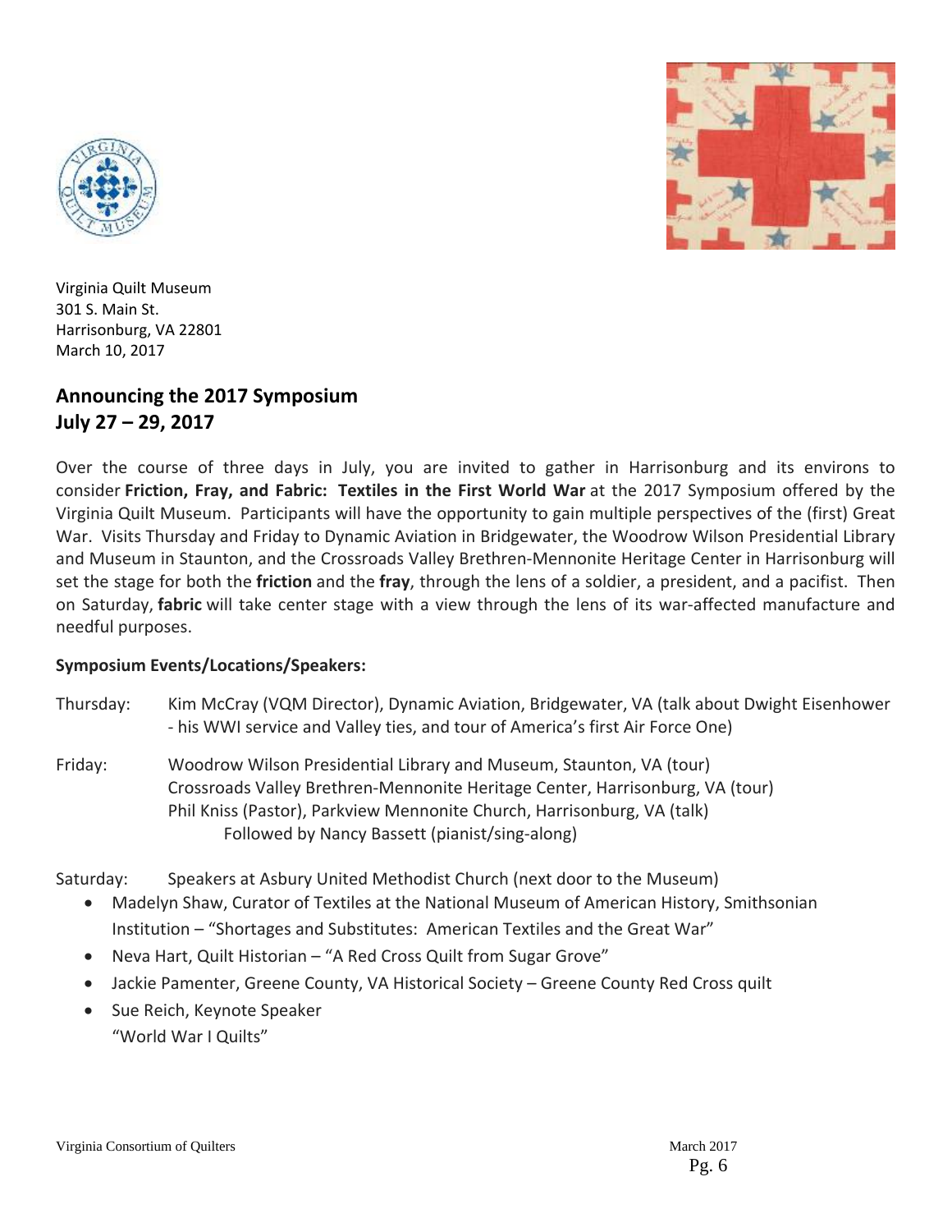Virginia Quilt Museum
301 S. Main St.
Harrisonburg, VA 22801
March 10, 2017

## Announcing the 2017 Symposium
## July 27 – 29, 2017

Over the course of three days in July, you are invited to gather in Harrisonburg and its environs to consider **Friction, Fray, and Fabric: Textiles in the First World War** at the 2017 Symposium offered by the Virginia Quilt Museum. Participants will have the opportunity to gain multiple perspectives of the (first) Great War. Visits Thursday and Friday to Dynamic Aviation in Bridgewater, the Woodrow Wilson Presidential Library and Museum in Staunton, and the Crossroads Valley Brethren-Mennonite Heritage Center in Harrisonburg will set the stage for both the **friction** and the **fray**, through the lens of a soldier, a president, and a pacifist. Then on Saturday, **fabric** will take center stage with a view through the lens of its war-affected manufacture and needful purposes.

**Symposium Events/Locations/Speakers:**

Thursday: Kim McCray (VQM Director), Dynamic Aviation, Bridgewater, VA (talk about Dwight Eisenhower - his WWI service and Valley ties, and tour of America's first Air Force One)

Friday: Woodrow Wilson Presidential Library and Museum, Staunton, VA (tour)
Crossroads Valley Brethren-Mennonite Heritage Center, Harrisonburg, VA (tour)
Phil Kniss (Pastor), Parkview Mennonite Church, Harrisonburg, VA (talk)
Followed by Nancy Bassett (pianist/sing-along)

Saturday: Speakers at Asbury United Methodist Church (next door to the Museum)

- Madelyn Shaw, Curator of Textiles at the National Museum of American History, Smithsonian Institution – "Shortages and Substitutes: American Textiles and the Great War"
- Neva Hart, Quilt Historian – "A Red Cross Quilt from Sugar Grove"
- Jackie Pamenter, Greene County, VA Historical Society – Greene County Red Cross quilt
- Sue Reich, Keynote Speaker
  "World War I Quilts"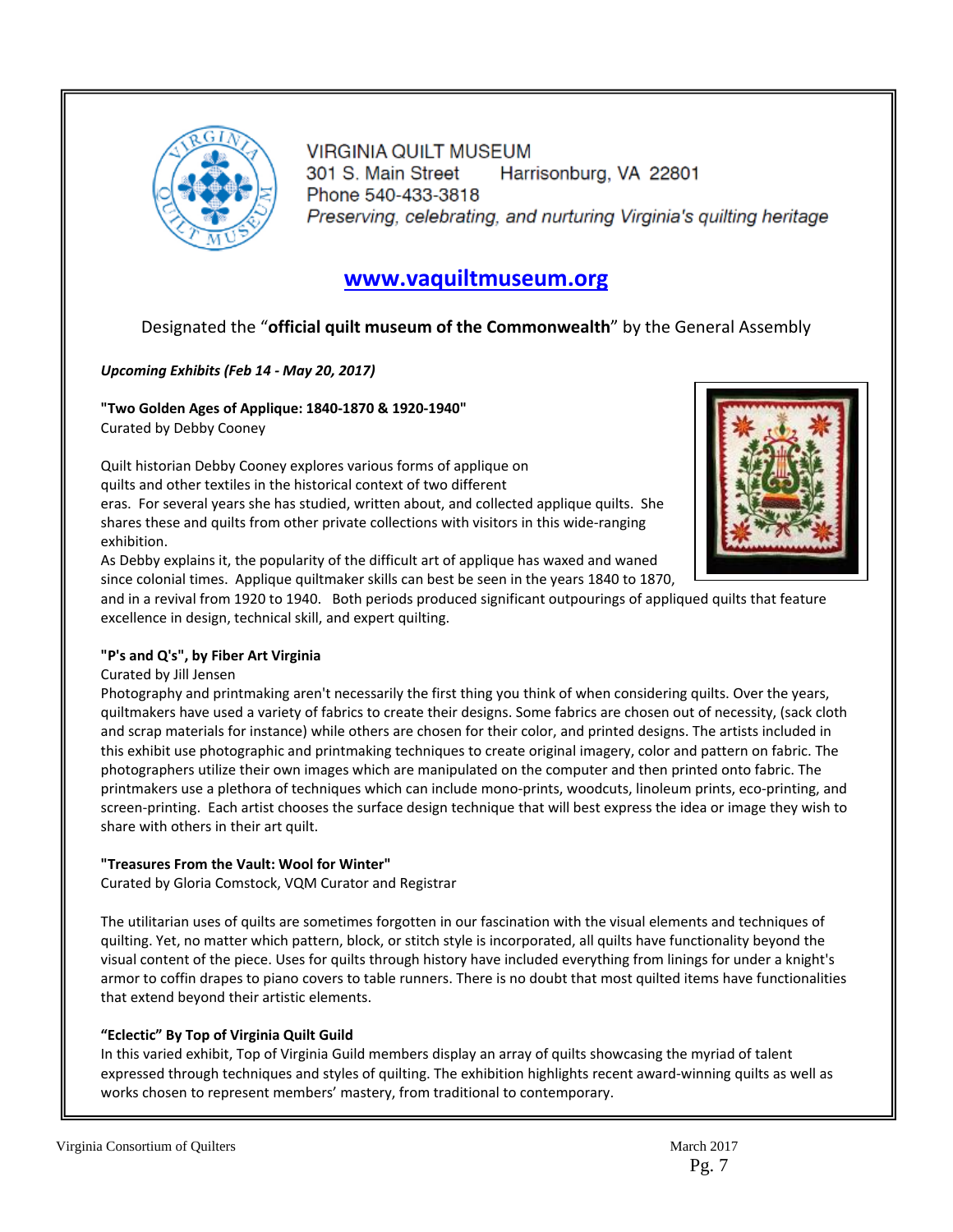VIRGINIA QUILT MUSEUM
301 S. Main Street Harrisonburg, VA 22801
Phone 540-433-3818
*Preserving, celebrating, and nurturing Virginia's quilting heritage*

**www.vaquiltmuseum.org**

Designated the "**official quilt museum of the Commonwealth**" by the General Assembly

***Upcoming Exhibits (Feb 14 - May 20, 2017)***

**"Two Golden Ages of Applique: 1840-1870 & 1920-1940"**
Curated by Debby Cooney

Quilt historian Debby Cooney explores various forms of applique on quilts and other textiles in the historical context of two different eras. For several years she has studied, written about, and collected applique quilts. She shares these and quilts from other private collections with visitors in this wide-ranging exhibition.
As Debby explains it, the popularity of the difficult art of applique has waxed and waned since colonial times. Applique quiltmaker skills can best be seen in the years 1840 to 1870, and in a revival from 1920 to 1940. Both periods produced significant outpourings of appliqued quilts that feature excellence in design, technical skill, and expert quilting.

**"P's and Q's", by Fiber Art Virginia**
Curated by Jill Jensen
Photography and printmaking aren't necessarily the first thing you think of when considering quilts. Over the years, quiltmakers have used a variety of fabrics to create their designs. Some fabrics are chosen out of necessity, (sack cloth and scrap materials for instance) while others are chosen for their color, and printed designs. The artists included in this exhibit use photographic and printmaking techniques to create original imagery, color and pattern on fabric. The photographers utilize their own images which are manipulated on the computer and then printed onto fabric. The printmakers use a plethora of techniques which can include mono-prints, woodcuts, linoleum prints, eco-printing, and screen-printing. Each artist chooses the surface design technique that will best express the idea or image they wish to share with others in their art quilt.

**"Treasures From the Vault: Wool for Winter"**
Curated by Gloria Comstock, VQM Curator and Registrar

The utilitarian uses of quilts are sometimes forgotten in our fascination with the visual elements and techniques of quilting. Yet, no matter which pattern, block, or stitch style is incorporated, all quilts have functionality beyond the visual content of the piece. Uses for quilts through history have included everything from linings for under a knight's armor to coffin drapes to piano covers to table runners. There is no doubt that most quilted items have functionalities that extend beyond their artistic elements.

**"Eclectic" By Top of Virginia Quilt Guild**
In this varied exhibit, Top of Virginia Guild members display an array of quilts showcasing the myriad of talent expressed through techniques and styles of quilting. The exhibition highlights recent award-winning quilts as well as works chosen to represent members' mastery, from traditional to contemporary.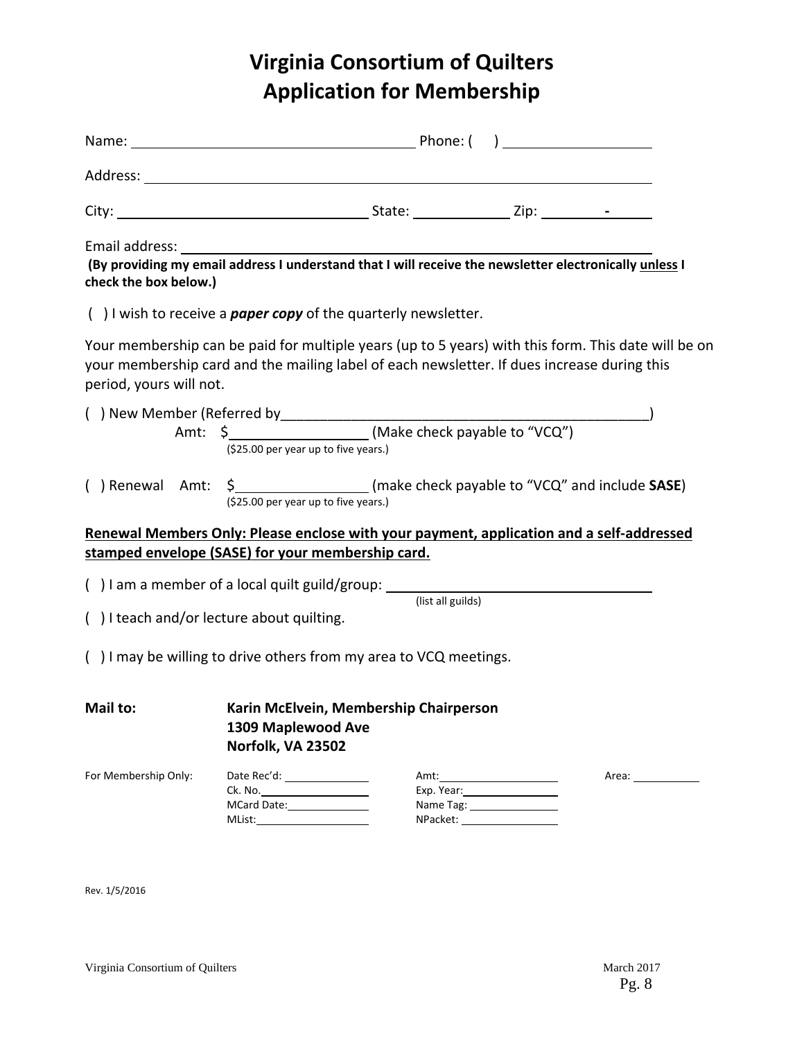# Virginia Consortium of Quilters
# Application for Membership

Name: ______________________________ Phone: ( ) ________________

Address: ____________________________________________________________

City: ___________________________ State: __________ Zip: _______-_____

Email address: _______________________________________________________

**(By providing my email address I understand that I will receive the newsletter electronically unless I check the box below.)**

( ) I wish to receive a ***paper copy*** of the quarterly newsletter.

Your membership can be paid for multiple years (up to 5 years) with this form. This date will be on your membership card and the mailing label of each newsletter. If dues increase during this period, yours will not.

( ) New Member (Referred by_____________________________________________)
Amt: $_______________ (Make check payable to "VCQ")
($25.00 per year up to five years.)

( ) Renewal Amt: $_______________ (make check payable to "VCQ" and include **SASE**)
($25.00 per year up to five years.)

**Renewal Members Only: Please enclose with your payment, application and a self-addressed stamped envelope (SASE) for your membership card.**

( ) I am a member of a local quilt guild/group: _______________________________
(list all guilds)

( ) I teach and/or lecture about quilting.

( ) I may be willing to drive others from my area to VCQ meetings.

**Mail to:** **Karin McElvein, Membership Chairperson**
**1309 Maplewood Ave**
**Norfolk, VA 23502**

| For Membership Only: | Date Rec'd: ________ | Amt: ________ | Area: ________ |
|---|---|---|---|
| | Ck. No. ________ | Exp. Year: ________ | |
| | MCard Date: ________ | Name Tag: ________ | |
| | MList: ________ | NPacket: ________ | |

Rev. 1/5/2016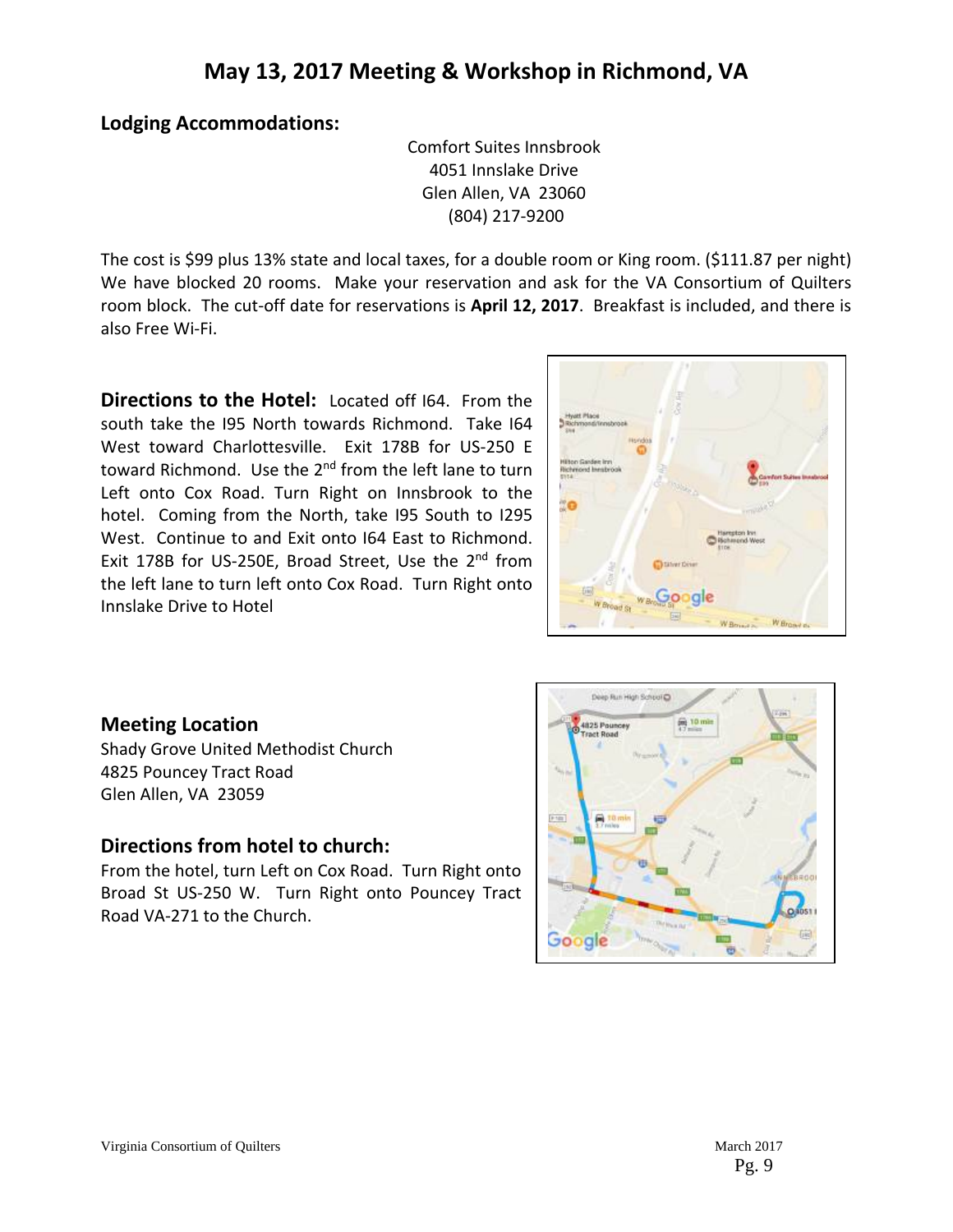# May 13, 2017 Meeting & Workshop in Richmond, VA

## Lodging Accommodations:

Comfort Suites Innsbrook
4051 Innslake Drive
Glen Allen, VA 23060
(804) 217-9200

The cost is $99 plus 13% state and local taxes, for a double room or King room. ($111.87 per night) We have blocked 20 rooms. Make your reservation and ask for the VA Consortium of Quilters room block. The cut-off date for reservations is **April 12, 2017**. Breakfast is included, and there is also Free Wi-Fi.

**Directions to the Hotel:** Located off I64. From the south take the I95 North towards Richmond. Take I64 West toward Charlottesville. Exit 178B for US-250 E toward Richmond. Use the 2nd from the left lane to turn Left onto Cox Road. Turn Right on Innsbrook to the hotel. Coming from the North, take I95 South to I295 West. Continue to and Exit onto I64 East to Richmond. Exit 178B for US-250E, Broad Street, Use the 2nd from the left lane to turn left onto Cox Road. Turn Right onto Innslake Drive to Hotel

## Meeting Location

Shady Grove United Methodist Church
4825 Pouncey Tract Road
Glen Allen, VA 23059

## Directions from hotel to church:

From the hotel, turn Left on Cox Road. Turn Right onto Broad St US-250 W. Turn Right onto Pouncey Tract Road VA-271 to the Church.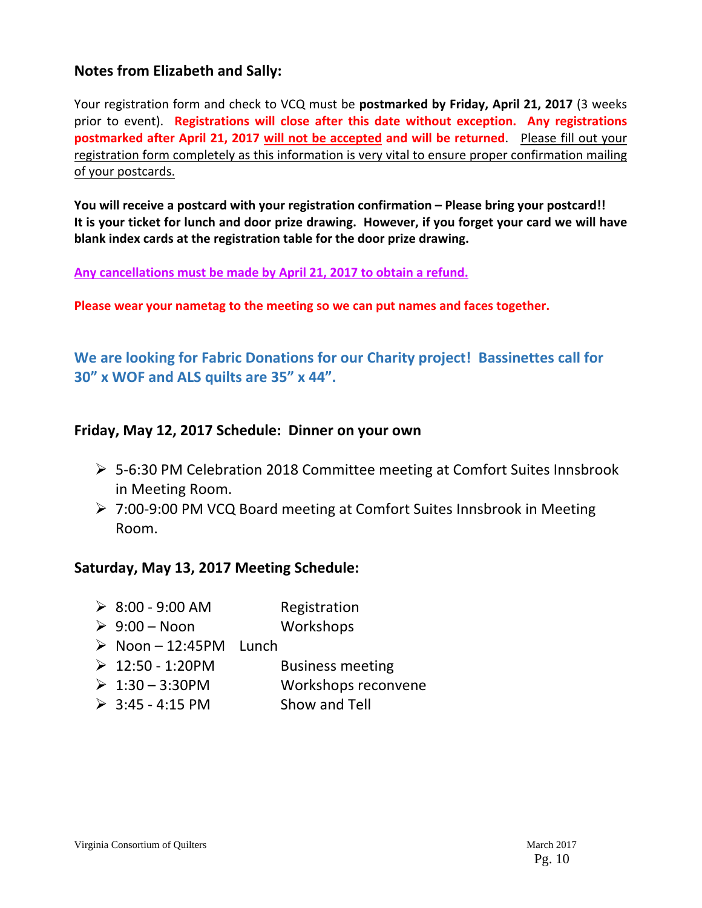### Notes from Elizabeth and Sally:

Your registration form and check to VCQ must be **postmarked by Friday, April 21, 2017** (3 weeks prior to event). **Registrations will close after this date without exception. Any registrations postmarked after April 21, 2017 will not be accepted and will be returned**. Please fill out your registration form completely as this information is very vital to ensure proper confirmation mailing of your postcards.

**You will receive a postcard with your registration confirmation – Please bring your postcard!! It is your ticket for lunch and door prize drawing. However, if you forget your card we will have blank index cards at the registration table for the door prize drawing.**

**Any cancellations must be made by April 21, 2017 to obtain a refund.**

**Please wear your nametag to the meeting so we can put names and faces together.**

**We are looking for Fabric Donations for our Charity project! Bassinettes call for 30" x WOF and ALS quilts are 35" x 44".**

### Friday, May 12, 2017 Schedule: Dinner on your own

- 5-6:30 PM Celebration 2018 Committee meeting at Comfort Suites Innsbrook in Meeting Room.
- 7:00-9:00 PM VCQ Board meeting at Comfort Suites Innsbrook in Meeting Room.

### Saturday, May 13, 2017 Meeting Schedule:

- 8:00 - 9:00 AM Registration
- 9:00 – Noon Workshops
- Noon – 12:45PM Lunch
- 12:50 - 1:20PM Business meeting
- 1:30 – 3:30PM Workshops reconvene
- 3:45 - 4:15 PM Show and Tell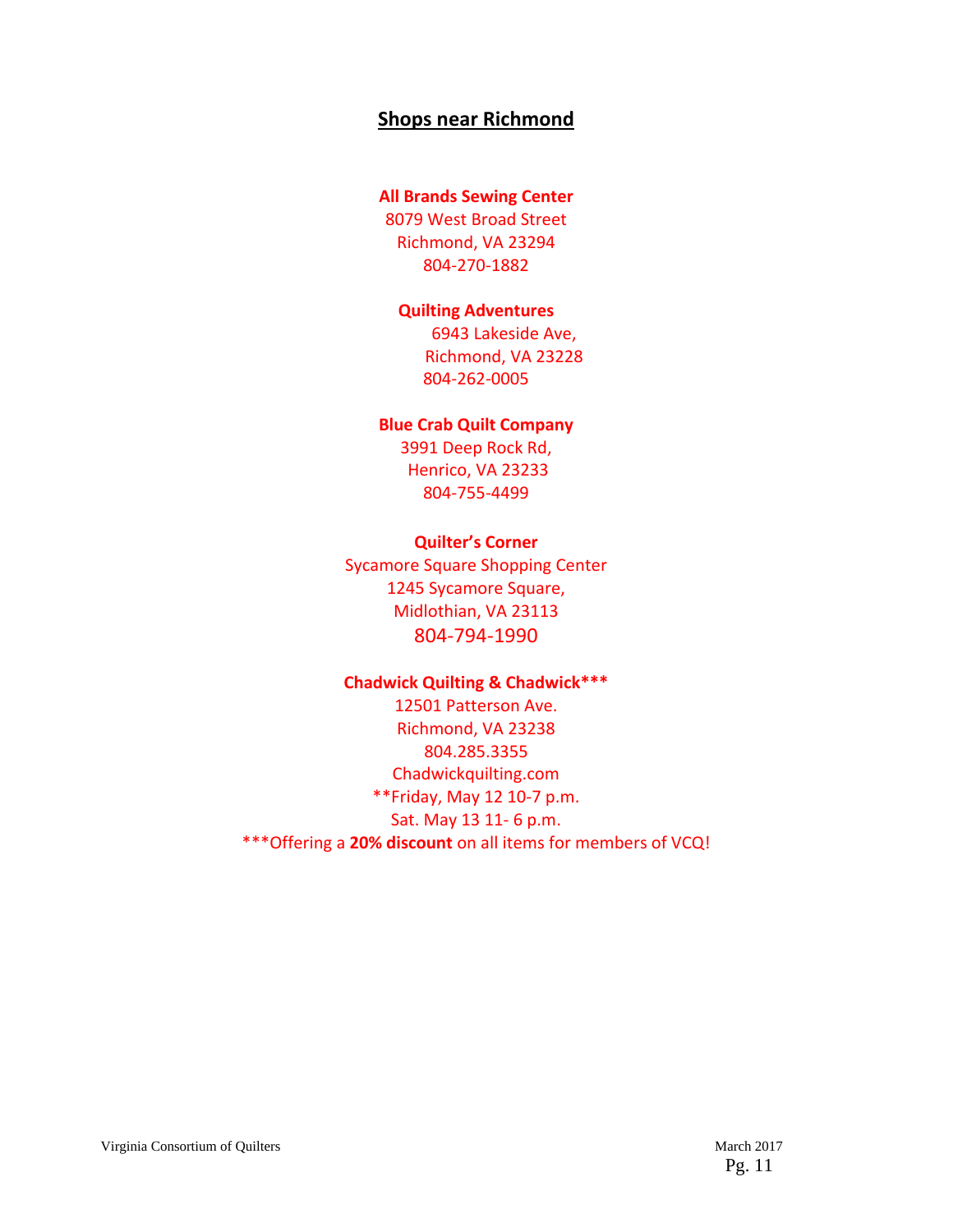## Shops near Richmond

**All Brands Sewing Center**
8079 West Broad Street
Richmond, VA 23294
804-270-1882

**Quilting Adventures**
6943 Lakeside Ave,
Richmond, VA 23228
804-262-0005

**Blue Crab Quilt Company**
3991 Deep Rock Rd,
Henrico, VA 23233
804-755-4499

**Quilter's Corner**
Sycamore Square Shopping Center
1245 Sycamore Square,
Midlothian, VA 23113
804-794-1990

**Chadwick Quilting & Chadwick*****
12501 Patterson Ave.
Richmond, VA 23238
804.285.3355
Chadwickquilting.com
**Friday, May 12 10-7 p.m.
Sat. May 13 11- 6 p.m.
***Offering a **20% discount** on all items for members of VCQ!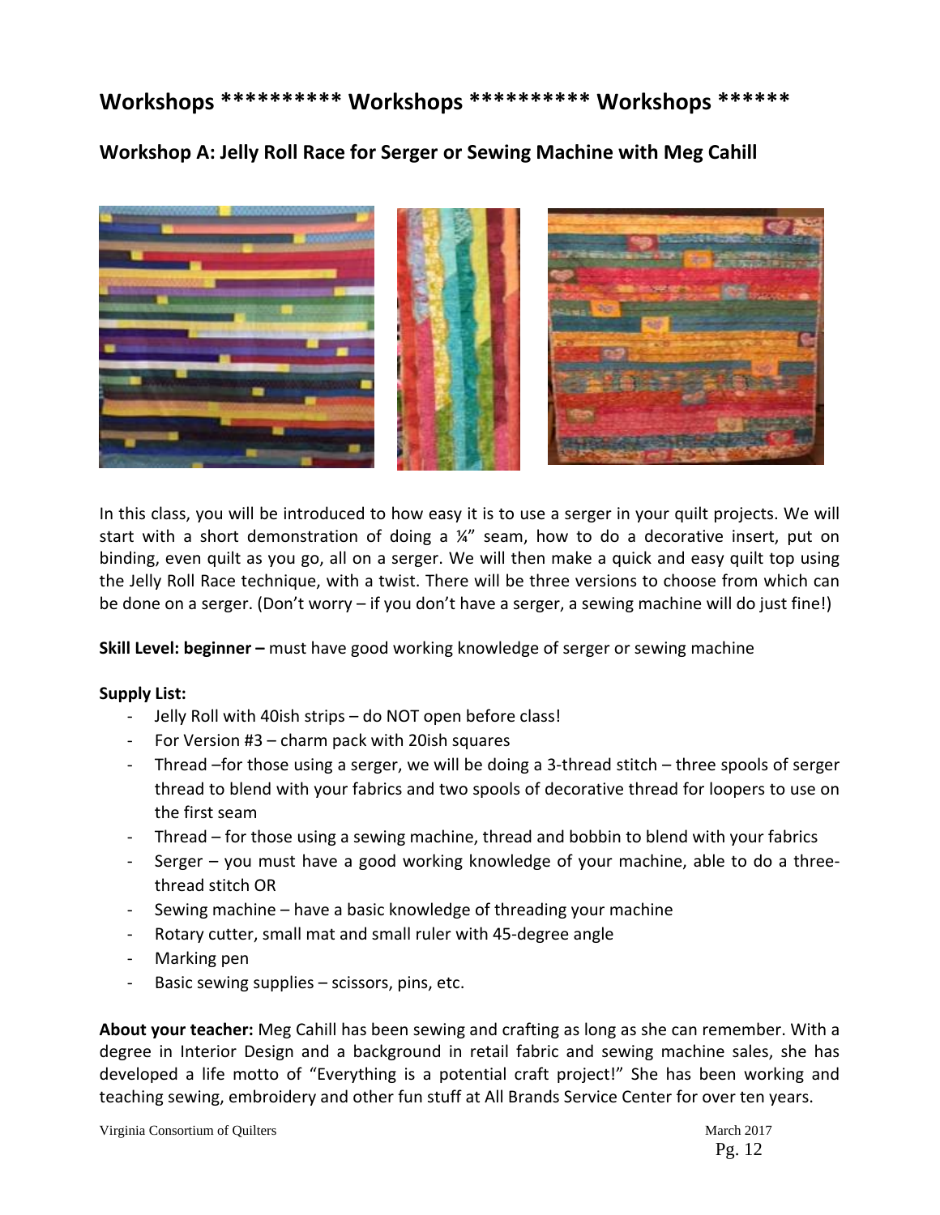## Workshops ********** Workshops ********** Workshops ******

### Workshop A: Jelly Roll Race for Serger or Sewing Machine with Meg Cahill

In this class, you will be introduced to how easy it is to use a serger in your quilt projects. We will start with a short demonstration of doing a ¼" seam, how to do a decorative insert, put on binding, even quilt as you go, all on a serger. We will then make a quick and easy quilt top using the Jelly Roll Race technique, with a twist. There will be three versions to choose from which can be done on a serger. (Don't worry – if you don't have a serger, a sewing machine will do just fine!)

**Skill Level: beginner –** must have good working knowledge of serger or sewing machine

**Supply List:**

- Jelly Roll with 40ish strips – do NOT open before class!
- For Version #3 – charm pack with 20ish squares
- Thread –for those using a serger, we will be doing a 3-thread stitch – three spools of serger thread to blend with your fabrics and two spools of decorative thread for loopers to use on the first seam
- Thread – for those using a sewing machine, thread and bobbin to blend with your fabrics
- Serger – you must have a good working knowledge of your machine, able to do a three-thread stitch OR
- Sewing machine – have a basic knowledge of threading your machine
- Rotary cutter, small mat and small ruler with 45-degree angle
- Marking pen
- Basic sewing supplies – scissors, pins, etc.

**About your teacher:** Meg Cahill has been sewing and crafting as long as she can remember. With a degree in Interior Design and a background in retail fabric and sewing machine sales, she has developed a life motto of "Everything is a potential craft project!" She has been working and teaching sewing, embroidery and other fun stuff at All Brands Service Center for over ten years.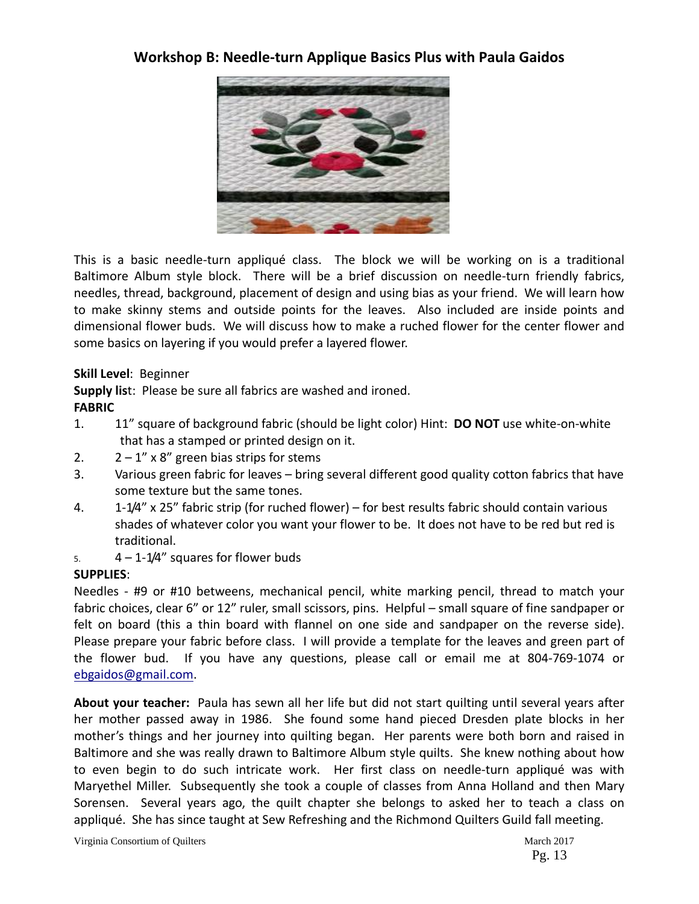## Workshop B: Needle-turn Applique Basics Plus with Paula Gaidos

This is a basic needle-turn appliqué class. The block we will be working on is a traditional Baltimore Album style block. There will be a brief discussion on needle-turn friendly fabrics, needles, thread, background, placement of design and using bias as your friend. We will learn how to make skinny stems and outside points for the leaves. Also included are inside points and dimensional flower buds. We will discuss how to make a ruched flower for the center flower and some basics on layering if you would prefer a layered flower.

**Skill Level**: Beginner

**Supply lis**t: Please be sure all fabrics are washed and ironed.

**FABRIC**

1. 11" square of background fabric (should be light color) Hint: **DO NOT** use white-on-white that has a stamped or printed design on it.
2. 2 – 1" x 8" green bias strips for stems
3. Various green fabric for leaves – bring several different good quality cotton fabrics that have some texture but the same tones.
4. 1-1/4" x 25" fabric strip (for ruched flower) – for best results fabric should contain various shades of whatever color you want your flower to be. It does not have to be red but red is traditional.
5. 4 – 1-1/4" squares for flower buds

**SUPPLIES**:

Needles - #9 or #10 betweens, mechanical pencil, white marking pencil, thread to match your fabric choices, clear 6" or 12" ruler, small scissors, pins. Helpful – small square of fine sandpaper or felt on board (this a thin board with flannel on one side and sandpaper on the reverse side). Please prepare your fabric before class. I will provide a template for the leaves and green part of the flower bud. If you have any questions, please call or email me at 804-769-1074 or ebgaidos@gmail.com.

**About your teacher:** Paula has sewn all her life but did not start quilting until several years after her mother passed away in 1986. She found some hand pieced Dresden plate blocks in her mother's things and her journey into quilting began. Her parents were both born and raised in Baltimore and she was really drawn to Baltimore Album style quilts. She knew nothing about how to even begin to do such intricate work. Her first class on needle-turn appliqué was with Maryethel Miller. Subsequently she took a couple of classes from Anna Holland and then Mary Sorensen. Several years ago, the quilt chapter she belongs to asked her to teach a class on appliqué. She has since taught at Sew Refreshing and the Richmond Quilters Guild fall meeting.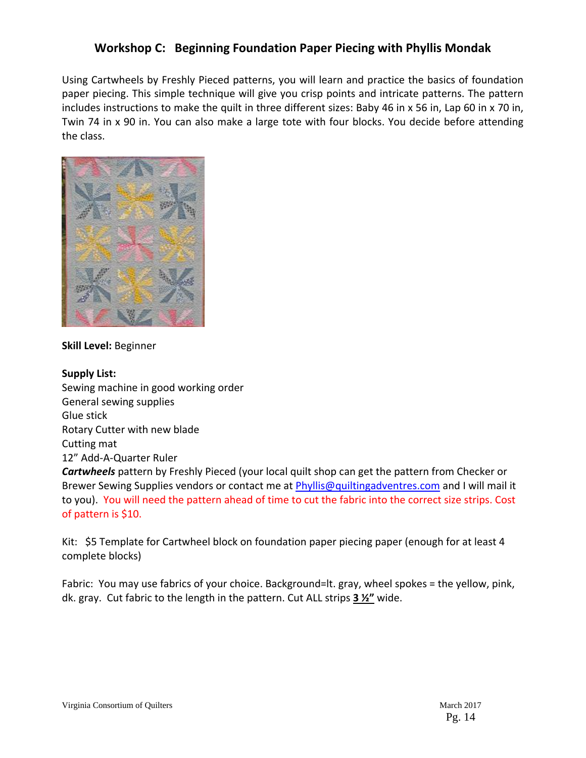## Workshop C: Beginning Foundation Paper Piecing with Phyllis Mondak

Using Cartwheels by Freshly Pieced patterns, you will learn and practice the basics of foundation paper piecing. This simple technique will give you crisp points and intricate patterns. The pattern includes instructions to make the quilt in three different sizes: Baby 46 in x 56 in, Lap 60 in x 70 in, Twin 74 in x 90 in. You can also make a large tote with four blocks. You decide before attending the class.

**Skill Level:** Beginner

**Supply List:**
Sewing machine in good working order
General sewing supplies
Glue stick
Rotary Cutter with new blade
Cutting mat
12" Add-A-Quarter Ruler
***Cartwheels*** pattern by Freshly Pieced (your local quilt shop can get the pattern from Checker or Brewer Sewing Supplies vendors or contact me at Phyllis@quiltingadventres.com and I will mail it to you). You will need the pattern ahead of time to cut the fabric into the correct size strips. Cost of pattern is $10.

Kit: $5 Template for Cartwheel block on foundation paper piecing paper (enough for at least 4 complete blocks)

Fabric: You may use fabrics of your choice. Background=lt. gray, wheel spokes = the yellow, pink, dk. gray. Cut fabric to the length in the pattern. Cut ALL strips **3 ½"** wide.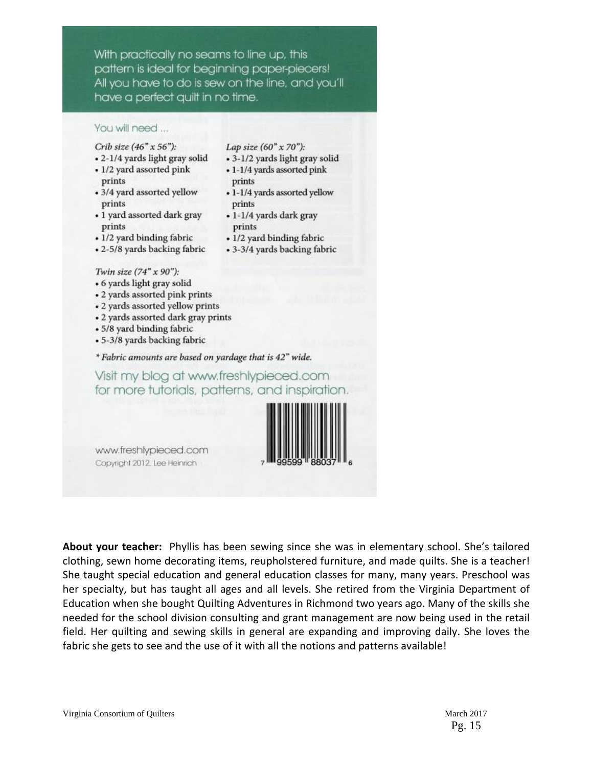With practically no seams to line up, this pattern is ideal for beginning paper-piecers! All you have to do is sew on the line, and you'll have a perfect quilt in no time.

You will need ...

*Crib size (46" x 56"):*

- 2-1/4 yards light gray solid
- 1/2 yard assorted pink prints
- 3/4 yard assorted yellow prints
- 1 yard assorted dark gray prints
- 1/2 yard binding fabric
- 2-5/8 yards backing fabric

*Lap size (60" x 70"):*

- 3-1/2 yards light gray solid
- 1-1/4 yards assorted pink prints
- 1-1/4 yards assorted yellow prints
- 1-1/4 yards dark gray prints
- 1/2 yard binding fabric
- 3-3/4 yards backing fabric

*Twin size (74" x 90"):*

- 6 yards light gray solid
- 2 yards assorted pink prints
- 2 yards assorted yellow prints
- 2 yards assorted dark gray prints
- 5/8 yard binding fabric
- 5-3/8 yards backing fabric

*\* Fabric amounts are based on yardage that is 42" wide.*

Visit my blog at www.freshlypieced.com for more tutorials, patterns, and inspiration.

www.freshlypieced.com
Copyright 2012, Lee Heinrich

7 99599 88037 6

**About your teacher:** Phyllis has been sewing since she was in elementary school. She's tailored clothing, sewn home decorating items, reupholstered furniture, and made quilts. She is a teacher! She taught special education and general education classes for many, many years. Preschool was her specialty, but has taught all ages and all levels. She retired from the Virginia Department of Education when she bought Quilting Adventures in Richmond two years ago. Many of the skills she needed for the school division consulting and grant management are now being used in the retail field. Her quilting and sewing skills in general are expanding and improving daily. She loves the fabric she gets to see and the use of it with all the notions and patterns available!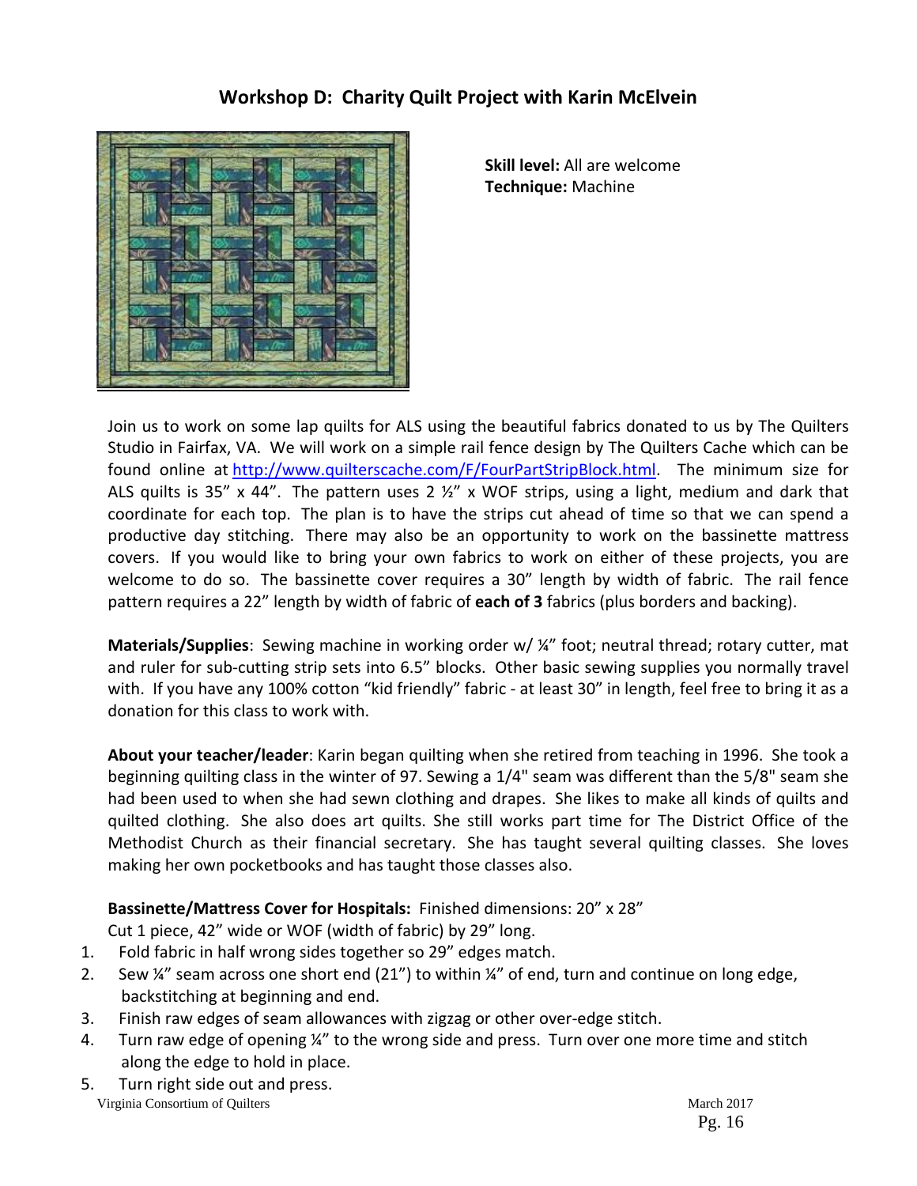## Workshop D: Charity Quilt Project with Karin McElvein

**Skill level:** All are welcome
**Technique:** Machine

Join us to work on some lap quilts for ALS using the beautiful fabrics donated to us by The Quilters Studio in Fairfax, VA. We will work on a simple rail fence design by The Quilters Cache which can be found online at http://www.quilterscache.com/F/FourPartStripBlock.html. The minimum size for ALS quilts is 35" x 44". The pattern uses 2 ½" x WOF strips, using a light, medium and dark that coordinate for each top. The plan is to have the strips cut ahead of time so that we can spend a productive day stitching. There may also be an opportunity to work on the bassinette mattress covers. If you would like to bring your own fabrics to work on either of these projects, you are welcome to do so. The bassinette cover requires a 30" length by width of fabric. The rail fence pattern requires a 22" length by width of fabric of **each of 3** fabrics (plus borders and backing).

**Materials/Supplies**: Sewing machine in working order w/ ¼" foot; neutral thread; rotary cutter, mat and ruler for sub-cutting strip sets into 6.5" blocks. Other basic sewing supplies you normally travel with. If you have any 100% cotton "kid friendly" fabric - at least 30" in length, feel free to bring it as a donation for this class to work with.

**About your teacher/leader**: Karin began quilting when she retired from teaching in 1996. She took a beginning quilting class in the winter of 97. Sewing a 1/4" seam was different than the 5/8" seam she had been used to when she had sewn clothing and drapes. She likes to make all kinds of quilts and quilted clothing. She also does art quilts. She still works part time for The District Office of the Methodist Church as their financial secretary. She has taught several quilting classes. She loves making her own pocketbooks and has taught those classes also.

**Bassinette/Mattress Cover for Hospitals:** Finished dimensions: 20" x 28"
Cut 1 piece, 42" wide or WOF (width of fabric) by 29" long.

1. Fold fabric in half wrong sides together so 29" edges match.
2. Sew ¼" seam across one short end (21") to within ¼" of end, turn and continue on long edge, backstitching at beginning and end.
3. Finish raw edges of seam allowances with zigzag or other over-edge stitch.
4. Turn raw edge of opening ¼" to the wrong side and press. Turn over one more time and stitch along the edge to hold in place.
5. Turn right side out and press.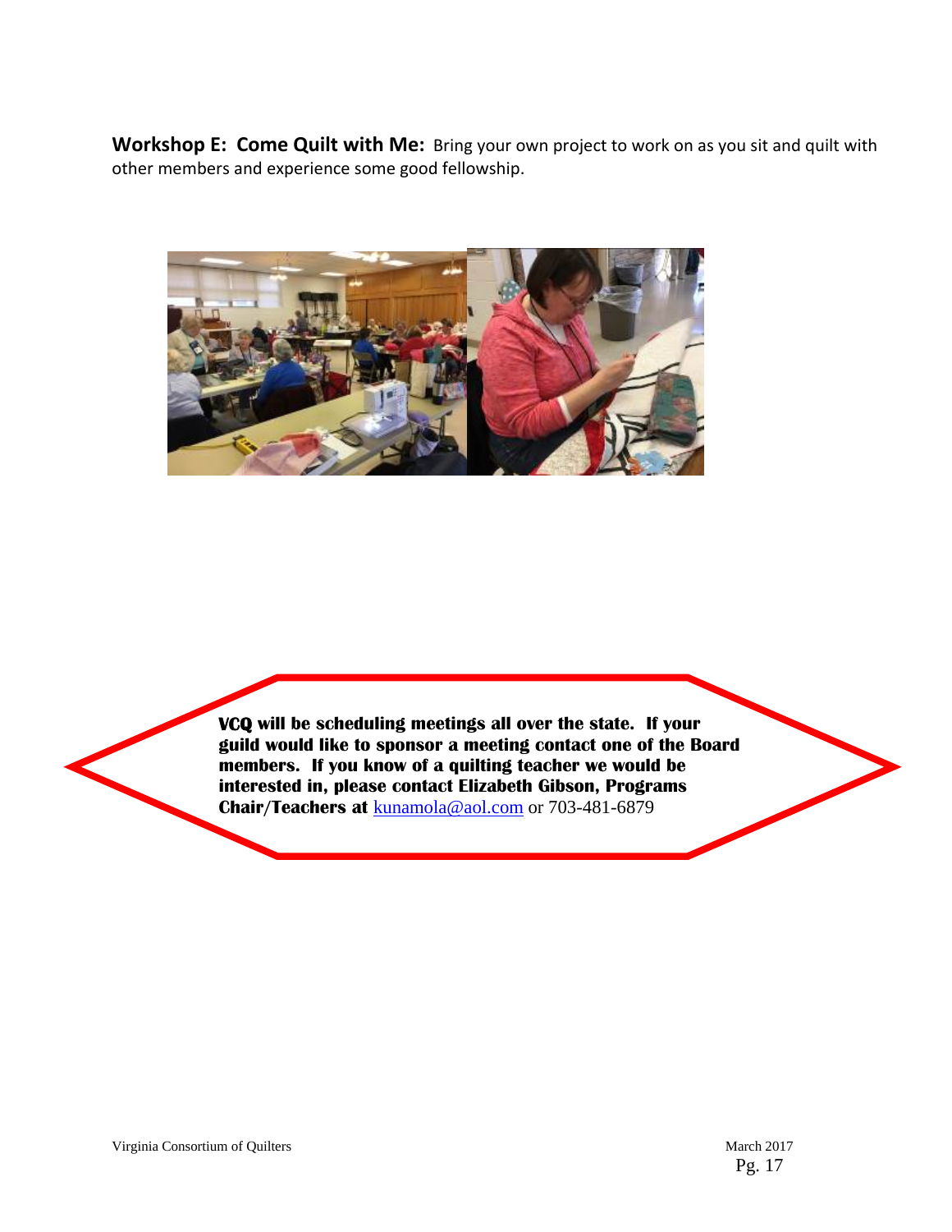**Workshop E: Come Quilt with Me:** Bring your own project to work on as you sit and quilt with other members and experience some good fellowship.

**VCQ will be scheduling meetings all over the state. If your guild would like to sponsor a meeting contact one of the Board members. If you know of a quilting teacher we would be interested in, please contact Elizabeth Gibson, Programs Chair/Teachers at** kunamola@aol.com or 703-481-6879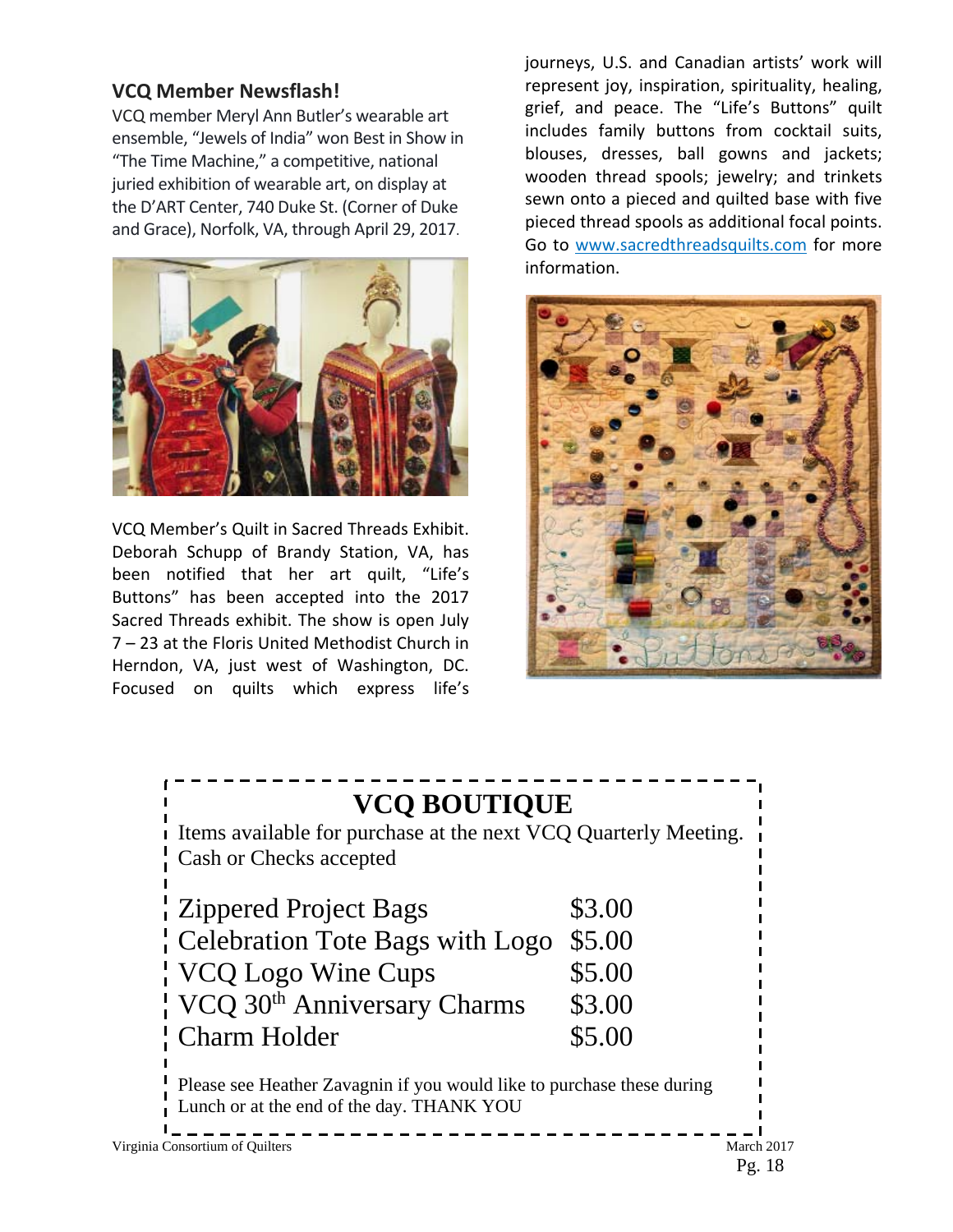### VCQ Member Newsflash!

VCQ member Meryl Ann Butler's wearable art ensemble, "Jewels of India" won Best in Show in "The Time Machine," a competitive, national juried exhibition of wearable art, on display at the D'ART Center, 740 Duke St. (Corner of Duke and Grace), Norfolk, VA, through April 29, 2017.

VCQ Member's Quilt in Sacred Threads Exhibit. Deborah Schupp of Brandy Station, VA, has been notified that her art quilt, "Life's Buttons" has been accepted into the 2017 Sacred Threads exhibit. The show is open July 7 – 23 at the Floris United Methodist Church in Herndon, VA, just west of Washington, DC. Focused on quilts which express life's journeys, U.S. and Canadian artists' work will represent joy, inspiration, spirituality, healing, grief, and peace. The "Life's Buttons" quilt includes family buttons from cocktail suits, blouses, dresses, ball gowns and jackets; wooden thread spools; jewelry; and trinkets sewn onto a pieced and quilted base with five pieced thread spools as additional focal points. Go to www.sacredthreadsquilts.com for more information.

## VCQ BOUTIQUE

Items available for purchase at the next VCQ Quarterly Meeting. Cash or Checks accepted

| Item | Price |
|---|---|
| Zippered Project Bags | \$3.00 |
| Celebration Tote Bags with Logo | \$5.00 |
| VCQ Logo Wine Cups | \$5.00 |
| VCQ 30th Anniversary Charms | \$3.00 |
| Charm Holder | \$5.00 |

Please see Heather Zavagnin if you would like to purchase these during Lunch or at the end of the day. THANK YOU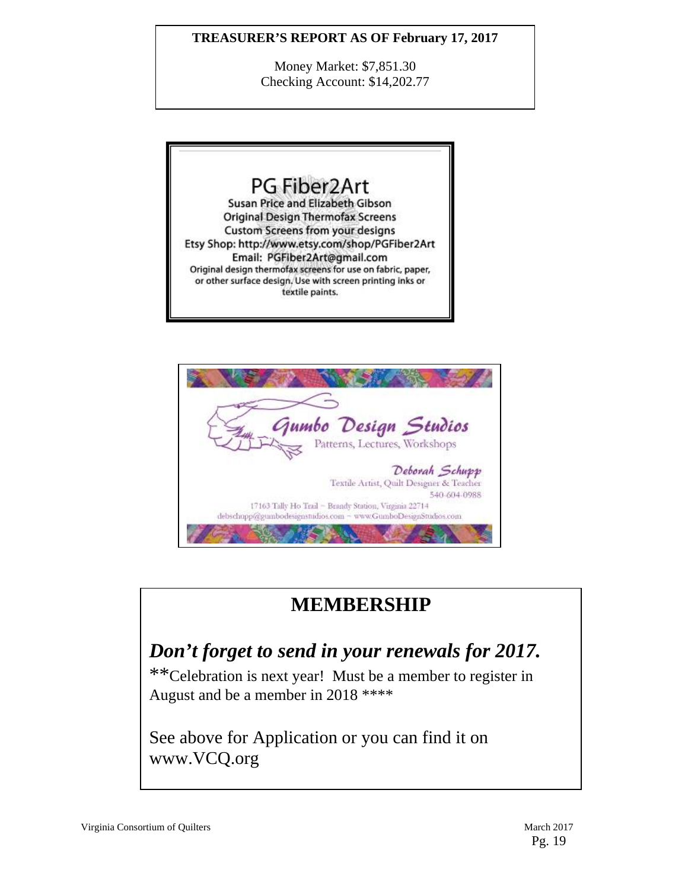**TREASURER'S REPORT AS OF February 17, 2017**

Money Market: $7,851.30
Checking Account: $14,202.77

PG Fiber2Art
Susan Price and Elizabeth Gibson
Original Design Thermofax Screens
Custom Screens from your designs
Etsy Shop: http://www.etsy.com/shop/PGFiber2Art
Email: PGFiber2Art@gmail.com
Original design thermofax screens for use on fabric, paper, or other surface design. Use with screen printing inks or textile paints.

Gumbo Design Studios
Patterns, Lectures, Workshops
Deborah Schupp
Textile Artist, Quilt Designer & Teacher
540-604-0988
17163 Tally Ho Trail ~ Brandy Station, Virginia 22714
debschupp@gumbodesignstudios.com ~ www.GumboDesignStudios.com

# MEMBERSHIP

***Don't forget to send in your renewals for 2017.***

**Celebration is next year! Must be a member to register in August and be a member in 2018 ****

See above for Application or you can find it on www.VCQ.org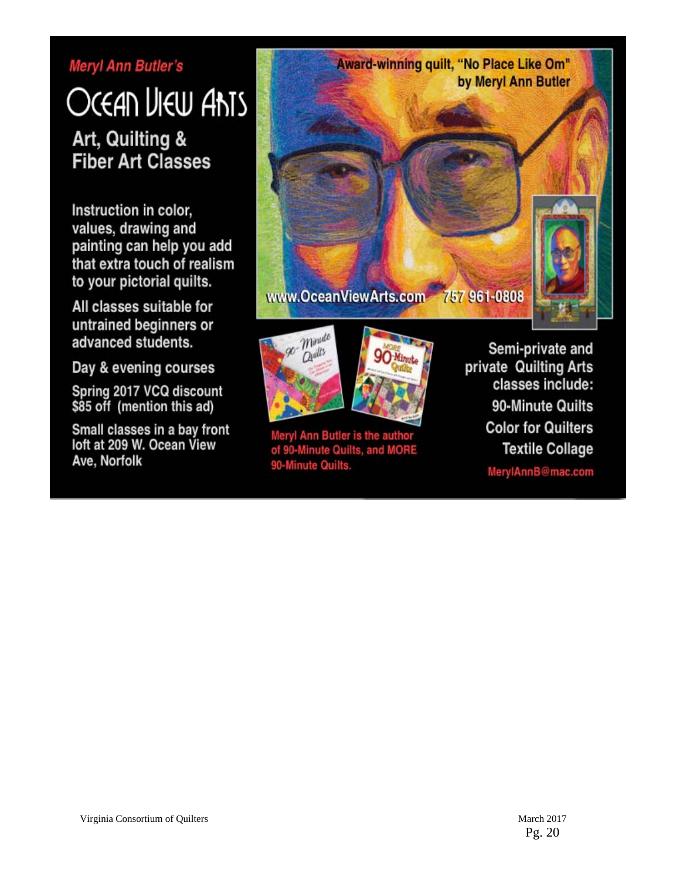*Meryl Ann Butler's*

# OCEAN VIEW ARTS

## Art, Quilting & Fiber Art Classes

Instruction in color, values, drawing and painting can help you add that extra touch of realism to your pictorial quilts.

All classes suitable for untrained beginners or advanced students.

Day & evening courses

Spring 2017 VCQ discount $85 off (mention this ad)

Small classes in a bay front loft at 209 W. Ocean View Ave, Norfolk

Award-winning quilt, "No Place Like Om" by Meryl Ann Butler

www.OceanViewArts.com 757 961-0808

Meryl Ann Butler is the author of 90-Minute Quilts, and MORE 90-Minute Quilts.

Semi-private and private Quilting Arts classes include:

90-Minute Quilts

Color for Quilters

Textile Collage

MerylAnnB@mac.com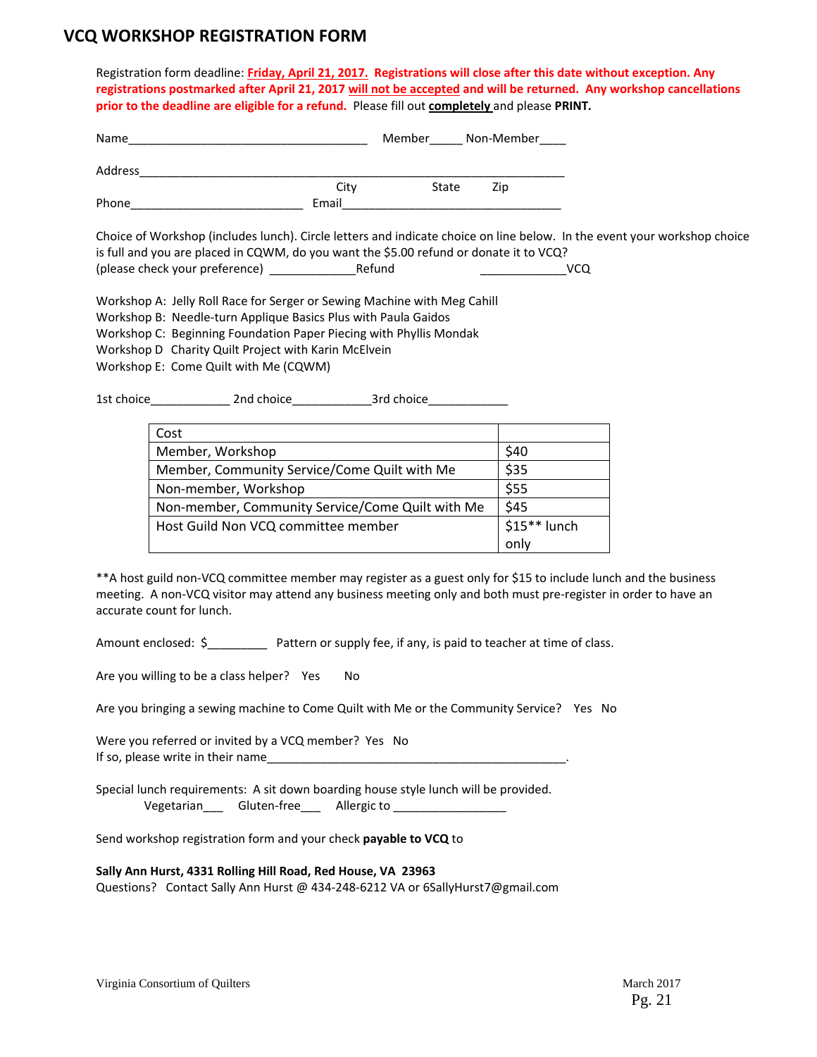# VCQ WORKSHOP REGISTRATION FORM

Registration form deadline: **<u>Friday, April 21, 2017.</u> Registrations will close after this date without exception. Any registrations postmarked after April 21, 2017 <u>will not be accepted</u> and will be returned. Any workshop cancellations prior to the deadline are eligible for a refund.** Please fill out **<u>completely</u>** and please **PRINT.**

Name____________________________________ Member_____ Non-Member____

Address_________________________________________________________________
City State Zip

Phone__________________________ Email__________________________________

Choice of Workshop (includes lunch). Circle letters and indicate choice on line below. In the event your workshop choice is full and you are placed in CQWM, do you want the $5.00 refund or donate it to VCQ?
(please check your preference) _____________Refund _____________VCQ

Workshop A: Jelly Roll Race for Serger or Sewing Machine with Meg Cahill
Workshop B: Needle-turn Applique Basics Plus with Paula Gaidos
Workshop C: Beginning Foundation Paper Piecing with Phyllis Mondak
Workshop D Charity Quilt Project with Karin McElvein
Workshop E: Come Quilt with Me (CQWM)

1st choice____________ 2nd choice____________3rd choice____________

| Cost | |
|---|---|
| Member, Workshop | $40 |
| Member, Community Service/Come Quilt with Me | $35 |
| Non-member, Workshop | $55 |
| Non-member, Community Service/Come Quilt with Me | $45 |
| Host Guild Non VCQ committee member | $15** lunch only |

**A host guild non-VCQ committee member may register as a guest only for $15 to include lunch and the business meeting. A non-VCQ visitor may attend any business meeting only and both must pre-register in order to have an accurate count for lunch.

Amount enclosed: $_________ Pattern or supply fee, if any, is paid to teacher at time of class.

Are you willing to be a class helper? Yes No

Are you bringing a sewing machine to Come Quilt with Me or the Community Service? Yes No

Were you referred or invited by a VCQ member? Yes No
If so, please write in their name_______________________________________________.

Special lunch requirements: A sit down boarding house style lunch will be provided.
Vegetarian___ Gluten-free___ Allergic to _________________

Send workshop registration form and your check **payable to VCQ** to

**Sally Ann Hurst, 4331 Rolling Hill Road, Red House, VA 23963**
Questions? Contact Sally Ann Hurst @ 434-248-6212 VA or 6SallyHurst7@gmail.com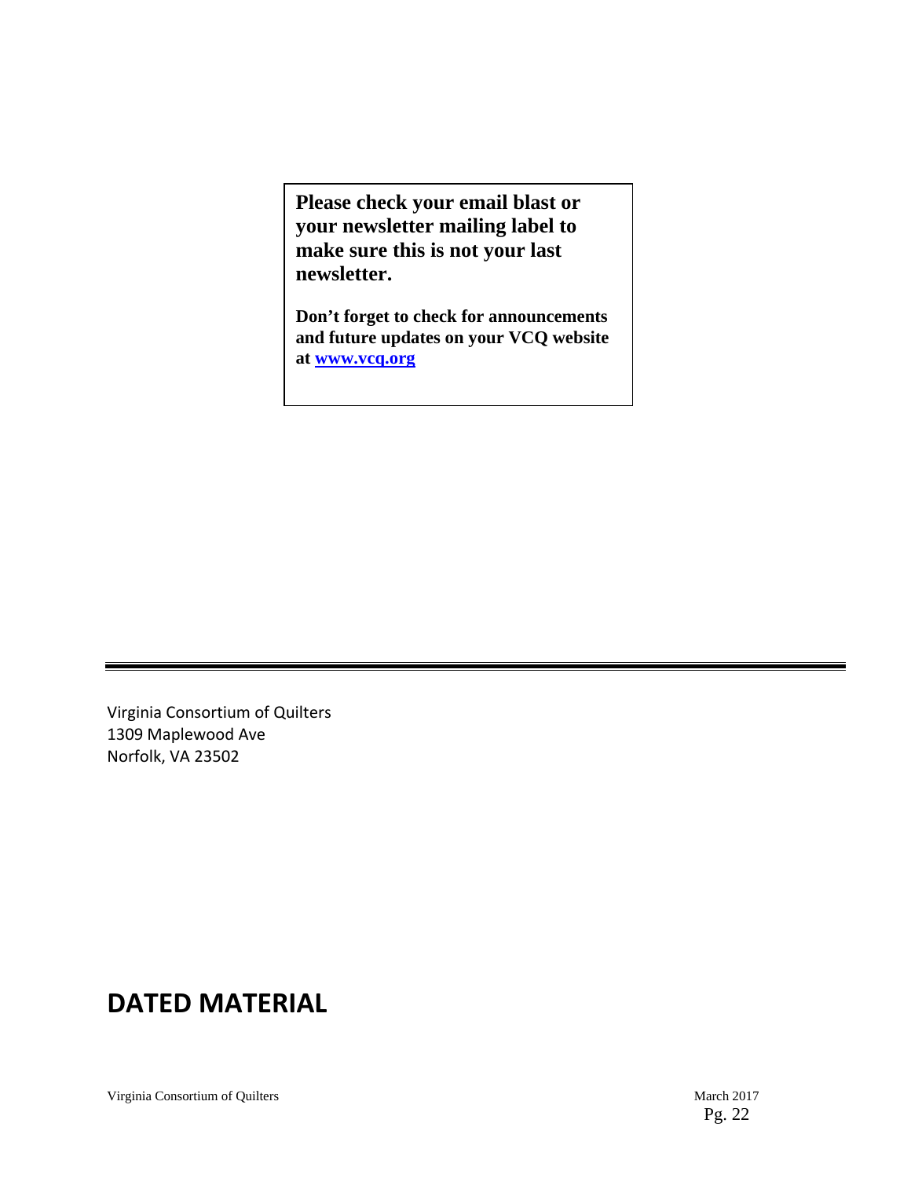**Please check your email blast or your newsletter mailing label to make sure this is not your last newsletter.**

**Don't forget to check for announcements and future updates on your VCQ website at [www.vcq.org](http://www.vcq.org)**

---

Virginia Consortium of Quilters
1309 Maplewood Ave
Norfolk, VA 23502

# DATED MATERIAL